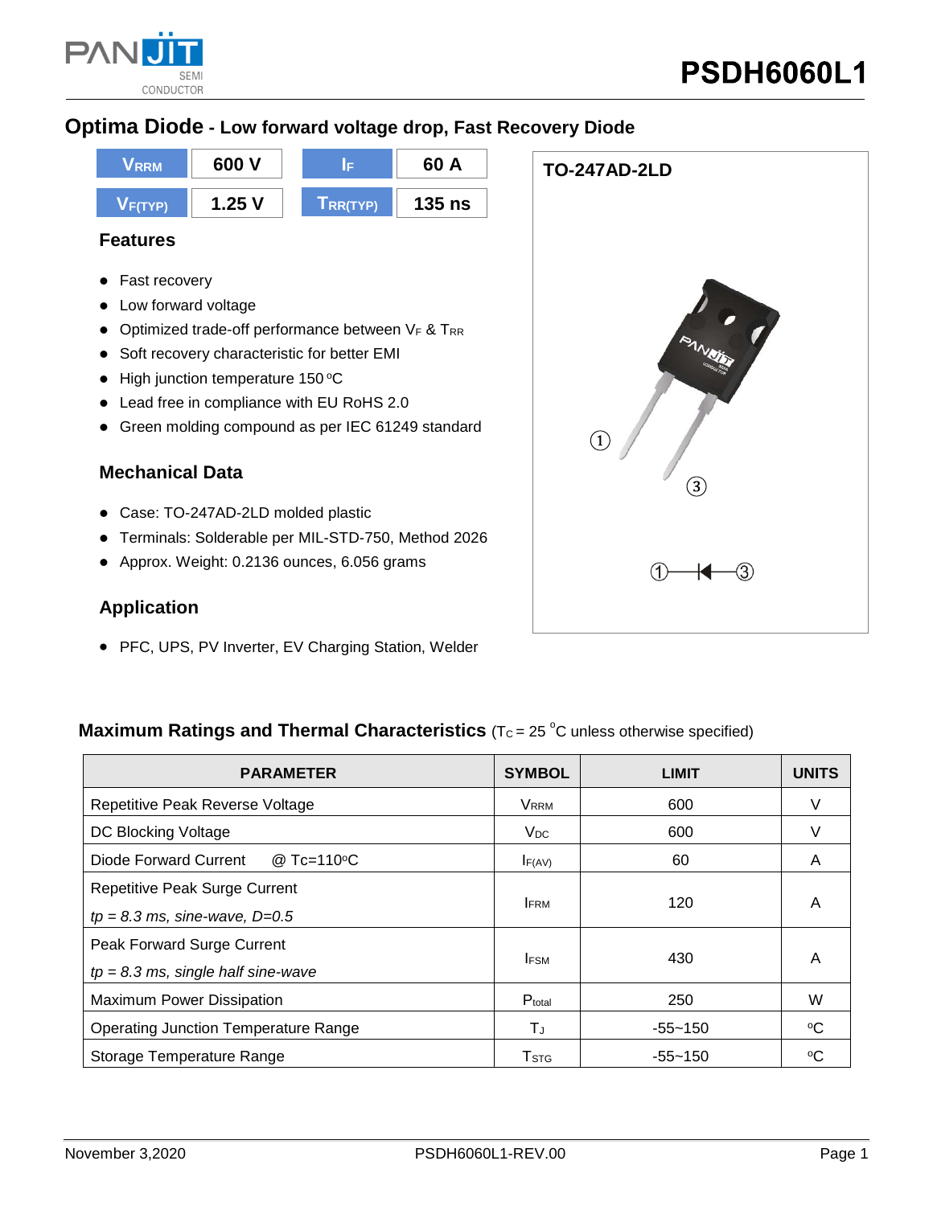# PSDH6060L1

## Optima Diode - Low forward voltage drop, Fast Recovery Diode

| | | | |
|---|---|---|---|
| $V_{RRM}$ | 600 V | $I_F$ | 60 A |
| $V_{F(TYP)}$ | 1.25 V | $T_{RR(TYP)}$ | 135 ns |

### Features

- Fast recovery
- Low forward voltage
- Optimized trade-off performance between $V_F$ & $T_{RR}$
- Soft recovery characteristic for better EMI
- High junction temperature 150 °C
- Lead free in compliance with EU RoHS 2.0
- Green molding compound as per IEC 61249 standard

### Mechanical Data

- Case: TO-247AD-2LD molded plastic
- Terminals: Solderable per MIL-STD-750, Method 2026
- Approx. Weight: 0.2136 ounces, 6.056 grams

### Application

- PFC, UPS, PV Inverter, EV Charging Station, Welder

**TO-247AD-2LD**

① ③

①—▶|—③

### Maximum Ratings and Thermal Characteristics ($T_C$ = 25 °C unless otherwise specified)

| PARAMETER | SYMBOL | LIMIT | UNITS |
|---|---|---|---|
| Repetitive Peak Reverse Voltage | $V_{RRM}$ | 600 | V |
| DC Blocking Voltage | $V_{DC}$ | 600 | V |
| Diode Forward Current @ Tc=110°C | $I_{F(AV)}$ | 60 | A |
| Repetitive Peak Surge Current<br>*tp = 8.3 ms, sine-wave, D=0.5* | $I_{FRM}$ | 120 | A |
| Peak Forward Surge Current<br>*tp = 8.3 ms, single half sine-wave* | $I_{FSM}$ | 430 | A |
| Maximum Power Dissipation | $P_{total}$ | 250 | W |
| Operating Junction Temperature Range | $T_J$ | -55~150 | °C |
| Storage Temperature Range | $T_{STG}$ | -55~150 | °C |

November 3,2020 PSDH6060L1-REV.00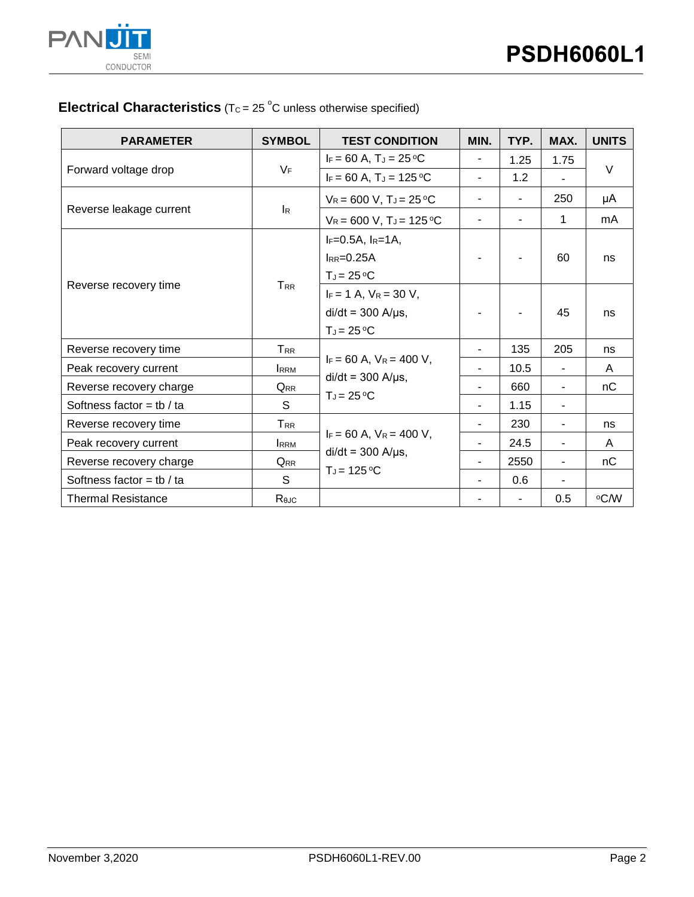## Electrical Characteristics ($T_C$ = 25 °C unless otherwise specified)

| PARAMETER | SYMBOL | TEST CONDITION | MIN. | TYP. | MAX. | UNITS |
|---|---|---|---|---|---|---|
| Forward voltage drop | $V_F$ | $I_F$ = 60 A, $T_J$ = 25 °C | - | 1.25 | 1.75 | V |
| | | $I_F$ = 60 A, $T_J$ = 125 °C | - | 1.2 | - | |
| Reverse leakage current | $I_R$ | $V_R$ = 600 V, $T_J$ = 25 °C | - | - | 250 | μA |
| | | $V_R$ = 600 V, $T_J$ = 125 °C | - | - | 1 | mA |
| Reverse recovery time | $T_{RR}$ | $I_F$=0.5A, $I_R$=1A, $I_{RR}$=0.25A $T_J$ = 25 °C | - | - | 60 | ns |
| | | $I_F$ = 1 A, $V_R$ = 30 V, di/dt = 300 A/μs, $T_J$ = 25 °C | - | - | 45 | ns |
| Reverse recovery time | $T_{RR}$ | $I_F$ = 60 A, $V_R$ = 400 V, di/dt = 300 A/μs, $T_J$ = 25 °C | - | 135 | 205 | ns |
| Peak recovery current | $I_{RRM}$ | | - | 10.5 | - | A |
| Reverse recovery charge | $Q_{RR}$ | | - | 660 | - | nC |
| Softness factor = tb / ta | S | | - | 1.15 | - | |
| Reverse recovery time | $T_{RR}$ | $I_F$ = 60 A, $V_R$ = 400 V, di/dt = 300 A/μs, $T_J$ = 125 °C | - | 230 | - | ns |
| Peak recovery current | $I_{RRM}$ | | - | 24.5 | - | A |
| Reverse recovery charge | $Q_{RR}$ | | - | 2550 | - | nC |
| Softness factor = tb / ta | S | | - | 0.6 | - | |
| Thermal Resistance | $R_{θJC}$ | | - | - | 0.5 | °C/W |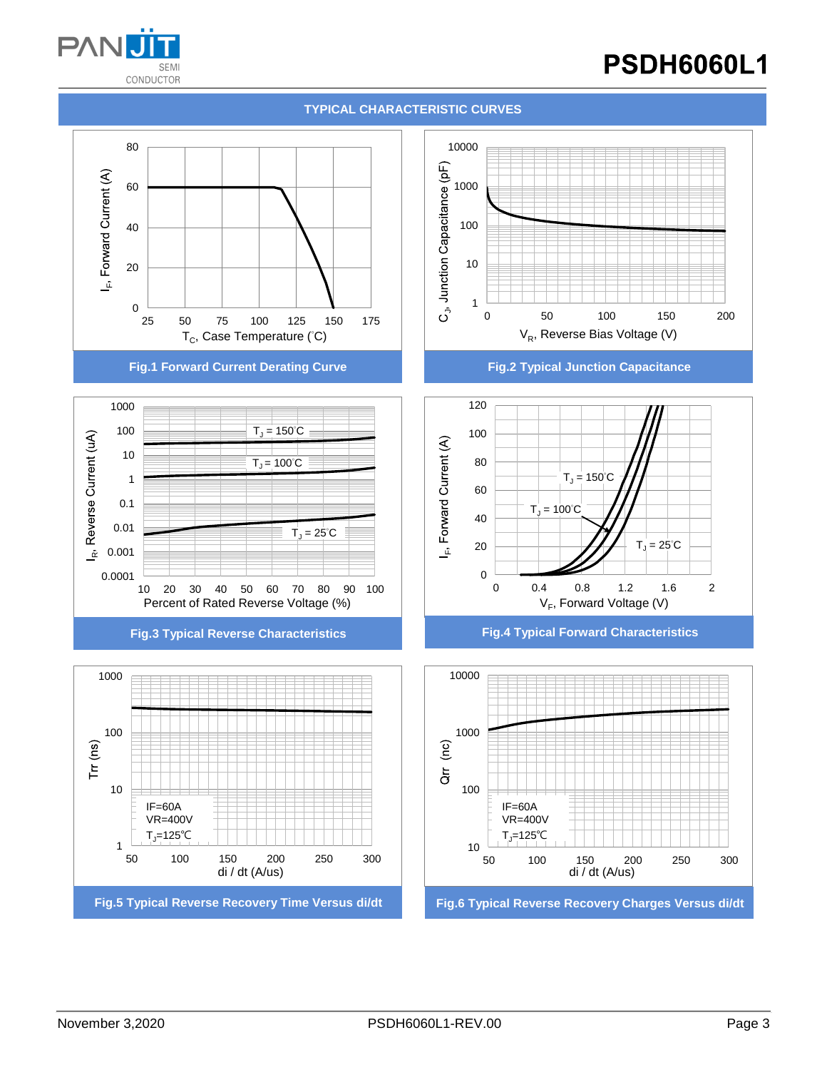## TYPICAL CHARACTERISTIC CURVES

$I_F$, Forward Current (A)

$T_C$, Case Temperature (°C)

Fig.1 Forward Current Derating Curve

$C_J$, Junction Capacitance (pF)

$V_R$, Reverse Bias Voltage (V)

Fig.2 Typical Junction Capacitance

$I_R$, Reverse Current (uA)

$T_J$ = 150°C

$T_J$ = 100°C

$T_J$ = 25°C

Percent of Rated Reverse Voltage (%)

Fig.3 Typical Reverse Characteristics

$I_F$, Forward Current (A)

$T_J$ = 150°C

$T_J$ = 100°C

$T_J$ = 25°C

$V_F$, Forward Voltage (V)

Fig.4 Typical Forward Characteristics

Trr (ns)

IF=60A
VR=400V
$T_J$=125℃

di / dt (A/us)

Fig.5 Typical Reverse Recovery Time Versus di/dt

Qrr (nc)

IF=60A
VR=400V
$T_J$=125℃

di / dt (A/us)

Fig.6 Typical Reverse Recovery Charges Versus di/dt

November 3,2020 PSDH6060L1-REV.00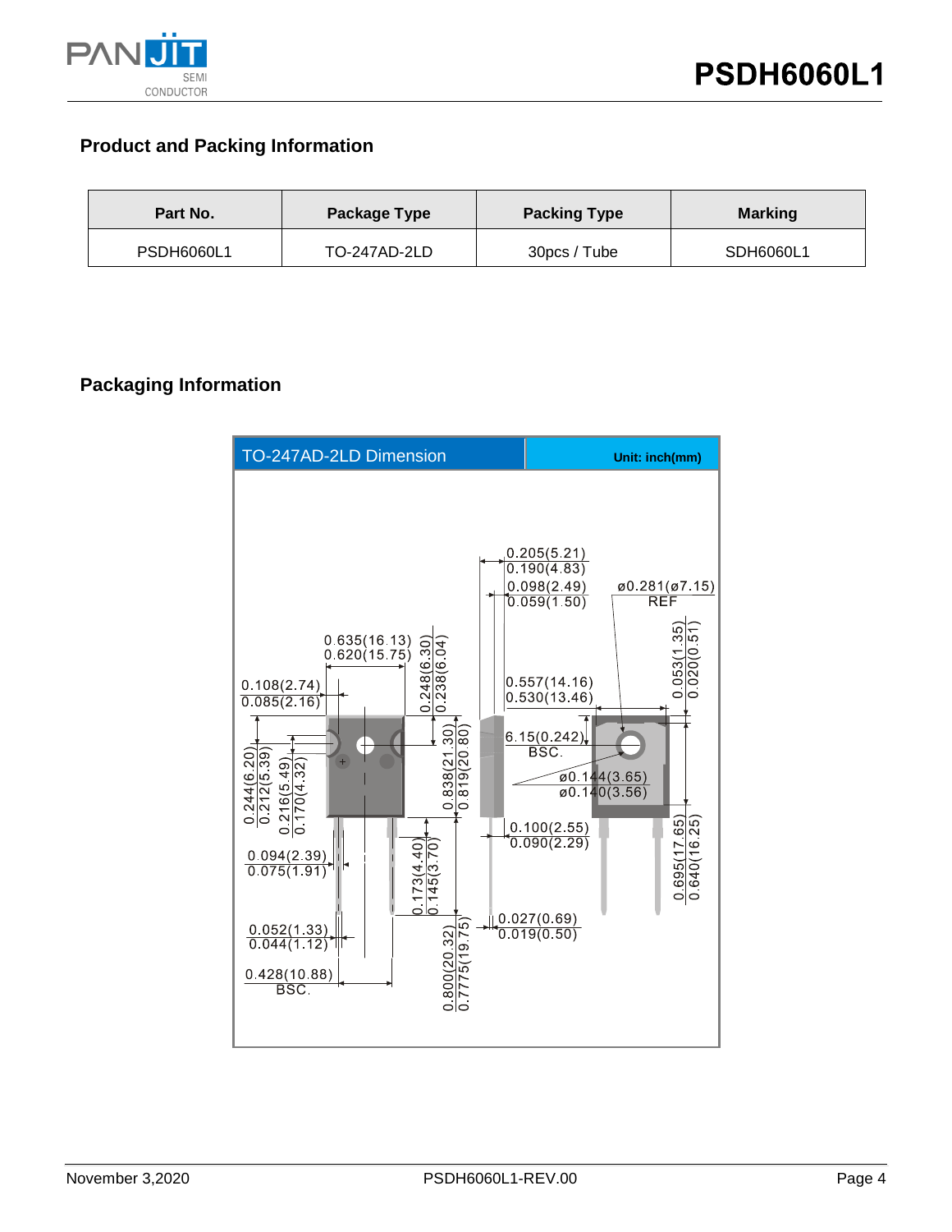## Product and Packing Information

| Part No. | Package Type | Packing Type | Marking |
| --- | --- | --- | --- |
| PSDH6060L1 | TO-247AD-2LD | 30pcs / Tube | SDH6060L1 |

## Packaging Information

TO-247AD-2LD Dimension

Unit: inch(mm)

0.205(5.21)
0.190(4.83)
0.098(2.49)
0.059(1.50)
ø0.281(ø7.15)
REF
0.635(16.13)
0.620(15.75)
0.248(6.30)
0.238(6.04)
0.053(1.35)
0.020(0.51)
0.108(2.74)
0.085(2.16)
0.557(14.16)
0.530(13.46)
6.15(0.242)
BSC.
0.244(6.20)
0.212(5.39)
0.216(5.49)
0.170(4.32)
0.838(21.30)
0.819(20.80)
ø0.144(3.65)
ø0.140(3.56)
0.100(2.55)
0.090(2.29)
0.094(2.39)
0.075(1.91)
0.173(4.40)
0.145(3.70)
0.695(17.65)
0.640(16.25)
0.027(0.69)
0.019(0.50)
0.052(1.33)
0.044(1.12)
0.428(10.88)
BSC.
0.800(20.32)
0.7775(19.75)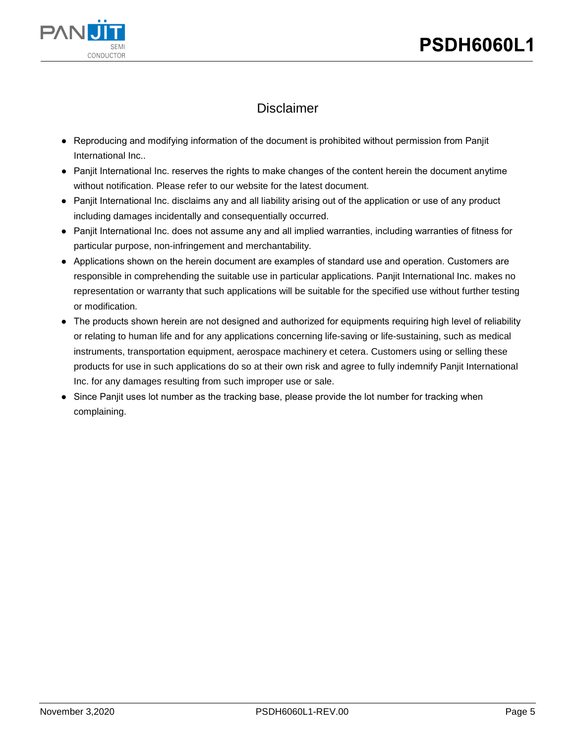## Disclaimer

- Reproducing and modifying information of the document is prohibited without permission from Panjit International Inc..
- Panjit International Inc. reserves the rights to make changes of the content herein the document anytime without notification. Please refer to our website for the latest document.
- Panjit International Inc. disclaims any and all liability arising out of the application or use of any product including damages incidentally and consequentially occurred.
- Panjit International Inc. does not assume any and all implied warranties, including warranties of fitness for particular purpose, non-infringement and merchantability.
- Applications shown on the herein document are examples of standard use and operation. Customers are responsible in comprehending the suitable use in particular applications. Panjit International Inc. makes no representation or warranty that such applications will be suitable for the specified use without further testing or modification.
- The products shown herein are not designed and authorized for equipments requiring high level of reliability or relating to human life and for any applications concerning life-saving or life-sustaining, such as medical instruments, transportation equipment, aerospace machinery et cetera. Customers using or selling these products for use in such applications do so at their own risk and agree to fully indemnify Panjit International Inc. for any damages resulting from such improper use or sale.
- Since Panjit uses lot number as the tracking base, please provide the lot number for tracking when complaining.